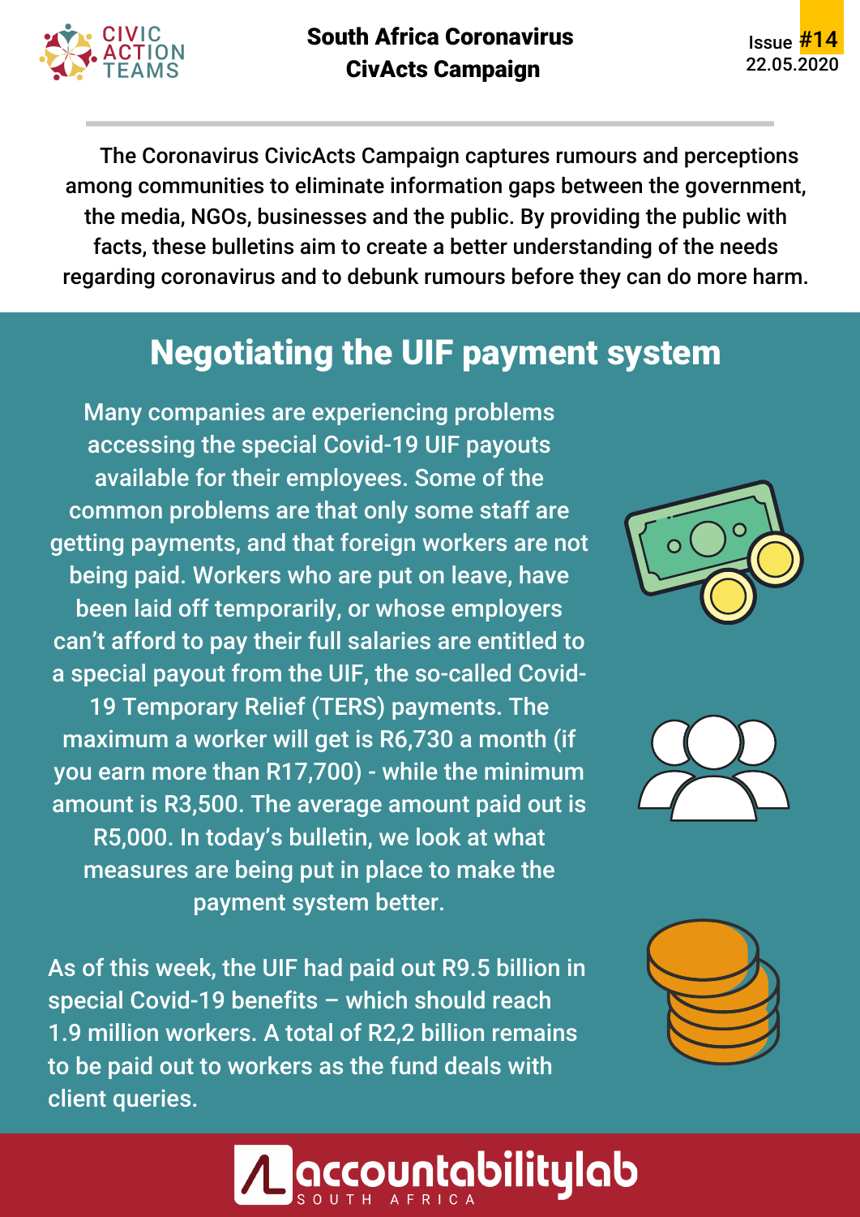CIVIC ACTION TEAMS

**South Africa Coronavirus CivActs Campaign**

Issue #14
22.05.2020

The Coronavirus CivicActs Campaign captures rumours and perceptions among communities to eliminate information gaps between the government, the media, NGOs, businesses and the public. By providing the public with facts, these bulletins aim to create a better understanding of the needs regarding coronavirus and to debunk rumours before they can do more harm.

## Negotiating the UIF payment system

Many companies are experiencing problems accessing the special Covid-19 UIF payouts available for their employees. Some of the common problems are that only some staff are getting payments, and that foreign workers are not being paid. Workers who are put on leave, have been laid off temporarily, or whose employers can't afford to pay their full salaries are entitled to a special payout from the UIF, the so-called Covid-19 Temporary Relief (TERS) payments. The maximum a worker will get is R6,730 a month (if you earn more than R17,700) - while the minimum amount is R3,500. The average amount paid out is R5,000. In today's bulletin, we look at what measures are being put in place to make the payment system better.

As of this week, the UIF had paid out R9.5 billion in special Covid-19 benefits – which should reach 1.9 million workers. A total of R2,2 billion remains to be paid out to workers as the fund deals with client queries.

accountabilitylab SOUTH AFRICA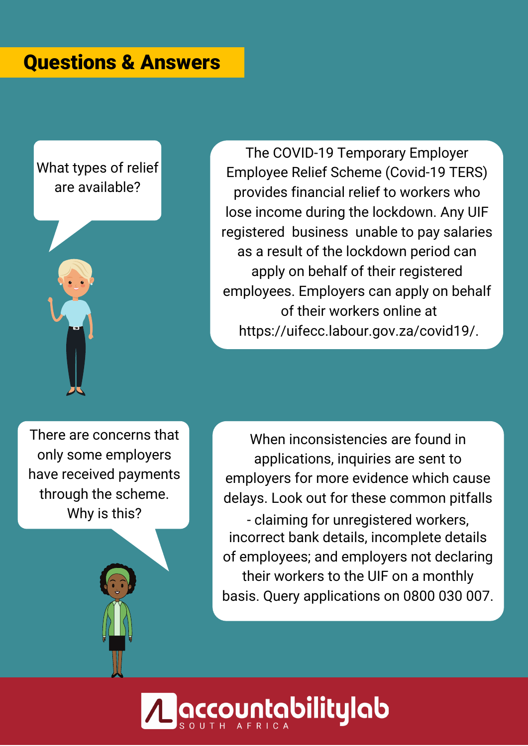## Questions & Answers

What types of relief are available?

The COVID-19 Temporary Employer Employee Relief Scheme (Covid-19 TERS) provides financial relief to workers who lose income during the lockdown. Any UIF registered business unable to pay salaries as a result of the lockdown period can apply on behalf of their registered employees. Employers can apply on behalf of their workers online at https://uifecc.labour.gov.za/covid19/.

There are concerns that only some employers have received payments through the scheme. Why is this?

When inconsistencies are found in applications, inquiries are sent to employers for more evidence which cause delays. Look out for these common pitfalls - claiming for unregistered workers, incorrect bank details, incomplete details of employees; and employers not declaring their workers to the UIF on a monthly basis. Query applications on 0800 030 007.

accountabilitylab SOUTH AFRICA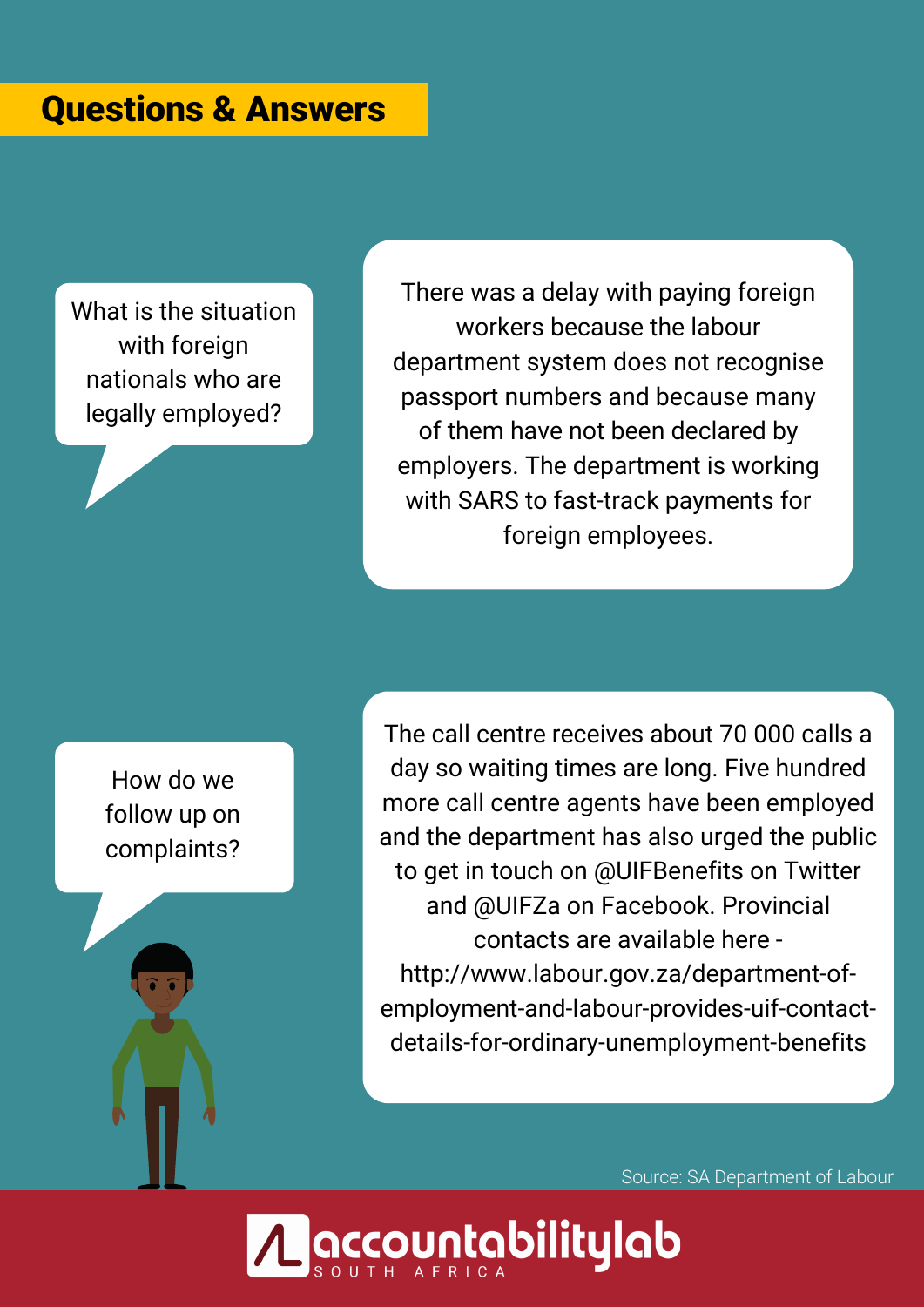## Questions & Answers

**What is the situation with foreign nationals who are legally employed?**

There was a delay with paying foreign workers because the labour department system does not recognise passport numbers and because many of them have not been declared by employers. The department is working with SARS to fast-track payments for foreign employees.

**How do we follow up on complaints?**

The call centre receives about 70 000 calls a day so waiting times are long. Five hundred more call centre agents have been employed and the department has also urged the public to get in touch on @UIFBenefits on Twitter and @UIFZa on Facebook. Provincial contacts are available here - http://www.labour.gov.za/department-of-employment-and-labour-provides-uif-contact-details-for-ordinary-unemployment-benefits

Source: SA Department of Labour

accountabilitylab SOUTH AFRICA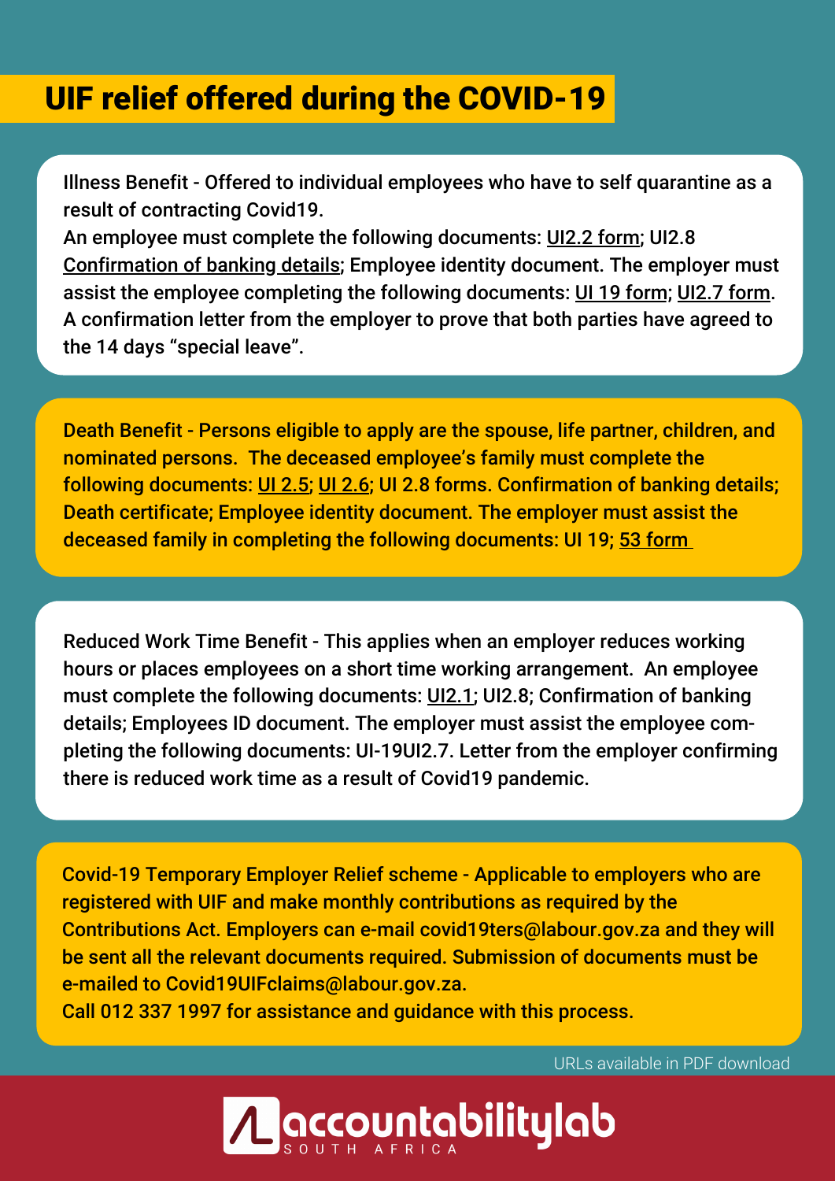# UIF relief offered during the COVID-19

Illness Benefit - Offered to individual employees who have to self quarantine as a result of contracting Covid19.
An employee must complete the following documents: UI2.2 form; UI2.8 Confirmation of banking details; Employee identity document. The employer must assist the employee completing the following documents: UI 19 form; UI2.7 form. A confirmation letter from the employer to prove that both parties have agreed to the 14 days "special leave".

Death Benefit - Persons eligible to apply are the spouse, life partner, children, and nominated persons. The deceased employee's family must complete the following documents: UI 2.5; UI 2.6; UI 2.8 forms. Confirmation of banking details; Death certificate; Employee identity document. The employer must assist the deceased family in completing the following documents: UI 19; 53 form

Reduced Work Time Benefit - This applies when an employer reduces working hours or places employees on a short time working arrangement. An employee must complete the following documents: UI2.1; UI2.8; Confirmation of banking details; Employees ID document. The employer must assist the employee completing the following documents: UI-19UI2.7. Letter from the employer confirming there is reduced work time as a result of Covid19 pandemic.

Covid-19 Temporary Employer Relief scheme - Applicable to employers who are registered with UIF and make monthly contributions as required by the Contributions Act. Employers can e-mail covid19ters@labour.gov.za and they will be sent all the relevant documents required. Submission of documents must be e-mailed to Covid19UIFclaims@labour.gov.za.
Call 012 337 1997 for assistance and guidance with this process.

URLs available in PDF download

accountabilitylab SOUTH AFRICA